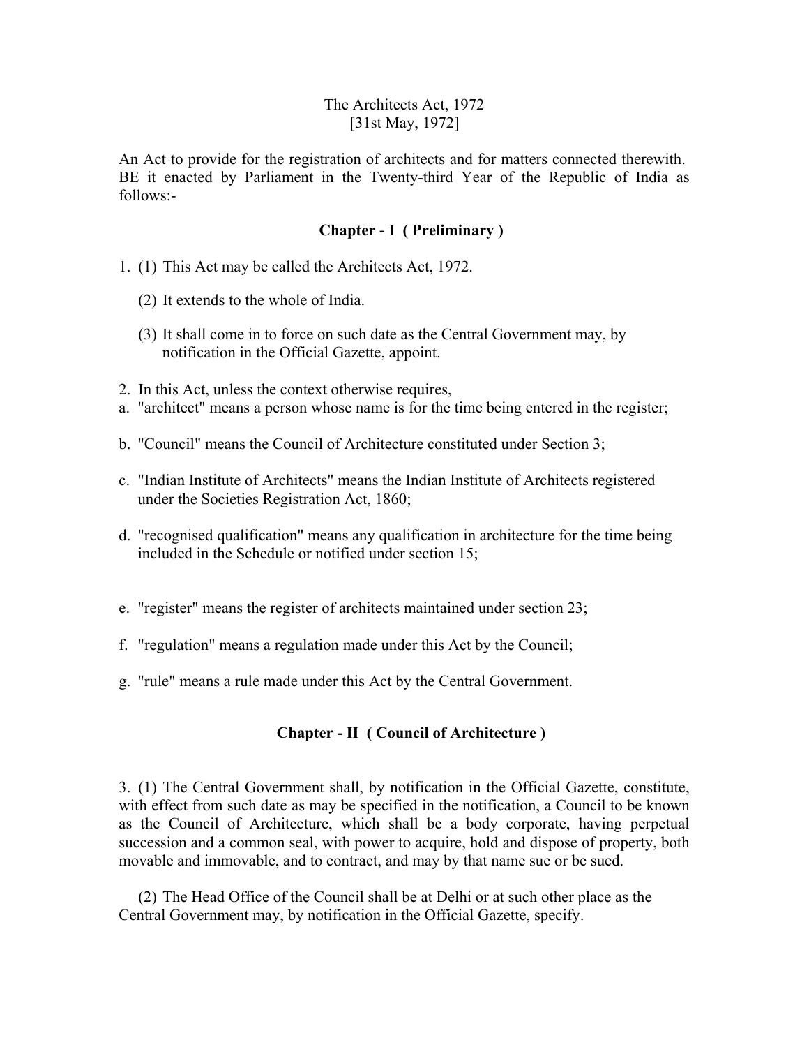# The Architects Act, 1972

[31st May, 1972]

An Act to provide for the registration of architects and for matters connected therewith. BE it enacted by Parliament in the Twenty-third Year of the Republic of India as follows:-

## Chapter - I ( Preliminary )

1. (1) This Act may be called the Architects Act, 1972.

   (2) It extends to the whole of India.

   (3) It shall come in to force on such date as the Central Government may, by notification in the Official Gazette, appoint.

2. In this Act, unless the context otherwise requires,

a. "architect" means a person whose name is for the time being entered in the register;

b. "Council" means the Council of Architecture constituted under Section 3;

c. "Indian Institute of Architects" means the Indian Institute of Architects registered under the Societies Registration Act, 1860;

d. "recognised qualification" means any qualification in architecture for the time being included in the Schedule or notified under section 15;

e. "register" means the register of architects maintained under section 23;

f. "regulation" means a regulation made under this Act by the Council;

g. "rule" means a rule made under this Act by the Central Government.

## Chapter - II ( Council of Architecture )

3. (1) The Central Government shall, by notification in the Official Gazette, constitute, with effect from such date as may be specified in the notification, a Council to be known as the Council of Architecture, which shall be a body corporate, having perpetual succession and a common seal, with power to acquire, hold and dispose of property, both movable and immovable, and to contract, and may by that name sue or be sued.

   (2) The Head Office of the Council shall be at Delhi or at such other place as the Central Government may, by notification in the Official Gazette, specify.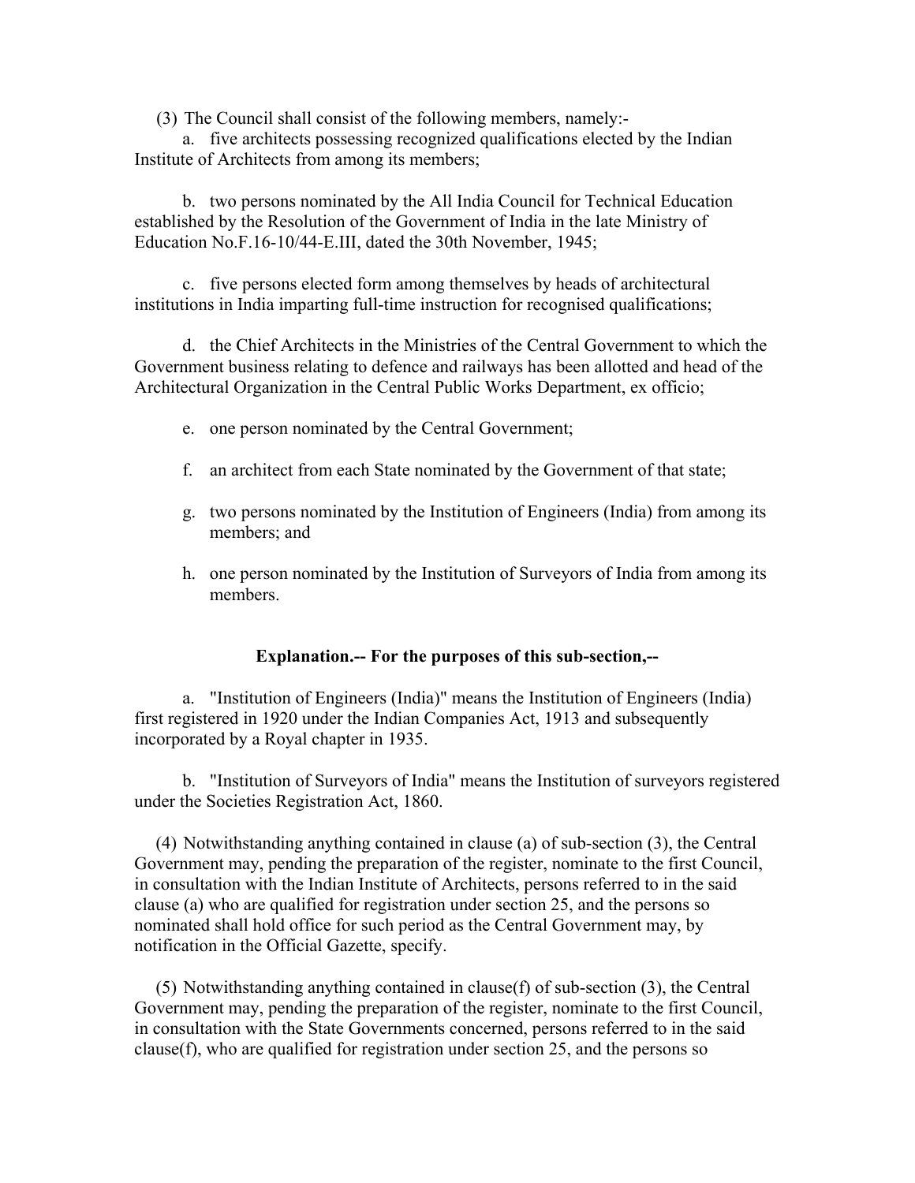(3) The Council shall consist of the following members, namely:-

a. five architects possessing recognized qualifications elected by the Indian Institute of Architects from among its members;

b. two persons nominated by the All India Council for Technical Education established by the Resolution of the Government of India in the late Ministry of Education No.F.16-10/44-E.III, dated the 30th November, 1945;

c. five persons elected form among themselves by heads of architectural institutions in India imparting full-time instruction for recognised qualifications;

d. the Chief Architects in the Ministries of the Central Government to which the Government business relating to defence and railways has been allotted and head of the Architectural Organization in the Central Public Works Department, ex officio;

e. one person nominated by the Central Government;

f. an architect from each State nominated by the Government of that state;

g. two persons nominated by the Institution of Engineers (India) from among its members; and

h. one person nominated by the Institution of Surveyors of India from among its members.

**Explanation.-- For the purposes of this sub-section,--**

a. "Institution of Engineers (India)" means the Institution of Engineers (India) first registered in 1920 under the Indian Companies Act, 1913 and subsequently incorporated by a Royal chapter in 1935.

b. "Institution of Surveyors of India" means the Institution of surveyors registered under the Societies Registration Act, 1860.

(4) Notwithstanding anything contained in clause (a) of sub-section (3), the Central Government may, pending the preparation of the register, nominate to the first Council, in consultation with the Indian Institute of Architects, persons referred to in the said clause (a) who are qualified for registration under section 25, and the persons so nominated shall hold office for such period as the Central Government may, by notification in the Official Gazette, specify.

(5) Notwithstanding anything contained in clause(f) of sub-section (3), the Central Government may, pending the preparation of the register, nominate to the first Council, in consultation with the State Governments concerned, persons referred to in the said clause(f), who are qualified for registration under section 25, and the persons so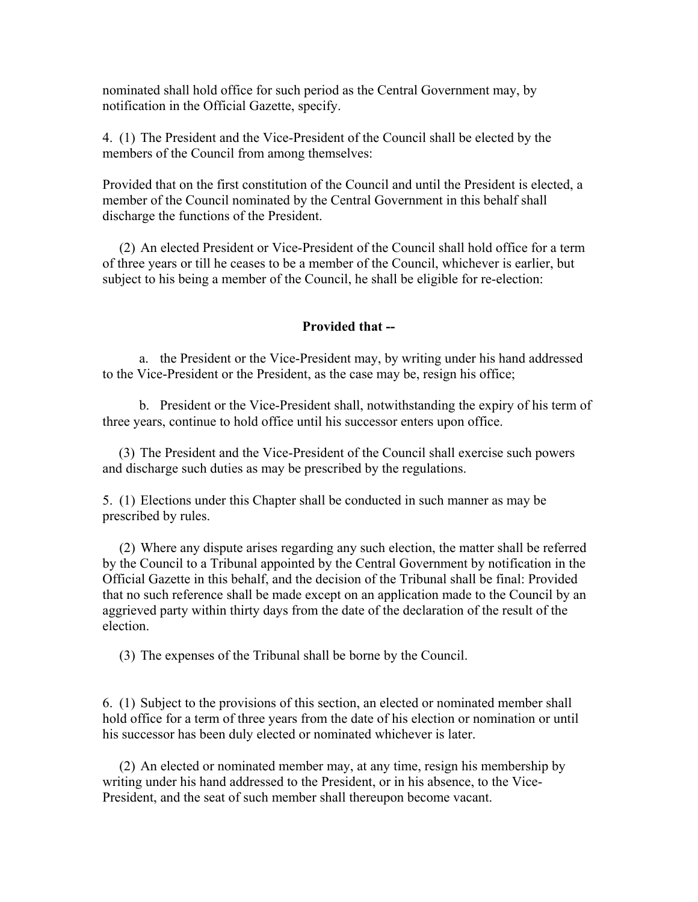nominated shall hold office for such period as the Central Government may, by notification in the Official Gazette, specify.

4. (1) The President and the Vice-President of the Council shall be elected by the members of the Council from among themselves:

Provided that on the first constitution of the Council and until the President is elected, a member of the Council nominated by the Central Government in this behalf shall discharge the functions of the President.

(2) An elected President or Vice-President of the Council shall hold office for a term of three years or till he ceases to be a member of the Council, whichever is earlier, but subject to his being a member of the Council, he shall be eligible for re-election:

**Provided that --**

a. the President or the Vice-President may, by writing under his hand addressed to the Vice-President or the President, as the case may be, resign his office;

b. President or the Vice-President shall, notwithstanding the expiry of his term of three years, continue to hold office until his successor enters upon office.

(3) The President and the Vice-President of the Council shall exercise such powers and discharge such duties as may be prescribed by the regulations.

5. (1) Elections under this Chapter shall be conducted in such manner as may be prescribed by rules.

(2) Where any dispute arises regarding any such election, the matter shall be referred by the Council to a Tribunal appointed by the Central Government by notification in the Official Gazette in this behalf, and the decision of the Tribunal shall be final: Provided that no such reference shall be made except on an application made to the Council by an aggrieved party within thirty days from the date of the declaration of the result of the election.

(3) The expenses of the Tribunal shall be borne by the Council.

6. (1) Subject to the provisions of this section, an elected or nominated member shall hold office for a term of three years from the date of his election or nomination or until his successor has been duly elected or nominated whichever is later.

(2) An elected or nominated member may, at any time, resign his membership by writing under his hand addressed to the President, or in his absence, to the Vice-President, and the seat of such member shall thereupon become vacant.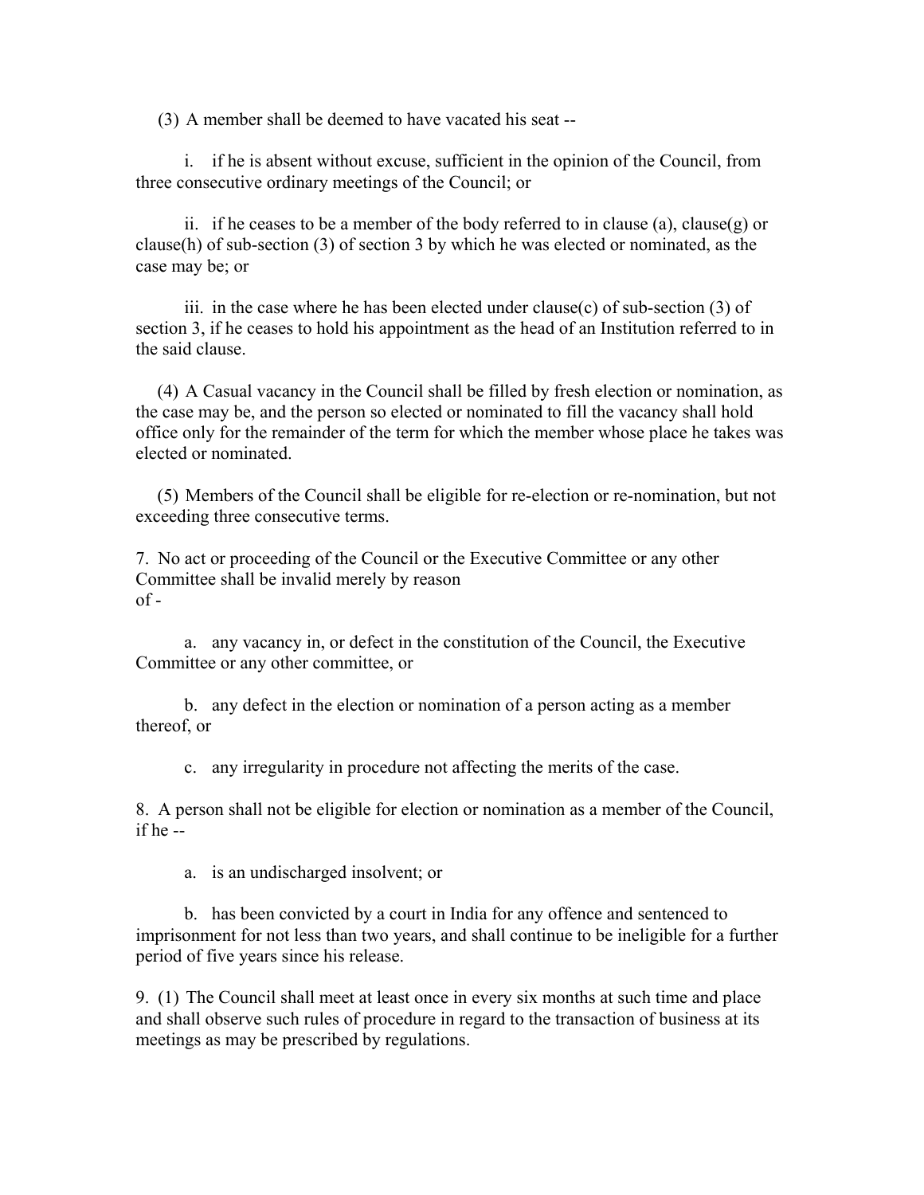(3) A member shall be deemed to have vacated his seat --

i. if he is absent without excuse, sufficient in the opinion of the Council, from three consecutive ordinary meetings of the Council; or

ii. if he ceases to be a member of the body referred to in clause (a), clause(g) or clause(h) of sub-section (3) of section 3 by which he was elected or nominated, as the case may be; or

iii. in the case where he has been elected under clause(c) of sub-section (3) of section 3, if he ceases to hold his appointment as the head of an Institution referred to in the said clause.

(4) A Casual vacancy in the Council shall be filled by fresh election or nomination, as the case may be, and the person so elected or nominated to fill the vacancy shall hold office only for the remainder of the term for which the member whose place he takes was elected or nominated.

(5) Members of the Council shall be eligible for re-election or re-nomination, but not exceeding three consecutive terms.

7. No act or proceeding of the Council or the Executive Committee or any other Committee shall be invalid merely by reason of -

a. any vacancy in, or defect in the constitution of the Council, the Executive Committee or any other committee, or

b. any defect in the election or nomination of a person acting as a member thereof, or

c. any irregularity in procedure not affecting the merits of the case.

8. A person shall not be eligible for election or nomination as a member of the Council, if he --

a. is an undischarged insolvent; or

b. has been convicted by a court in India for any offence and sentenced to imprisonment for not less than two years, and shall continue to be ineligible for a further period of five years since his release.

9. (1) The Council shall meet at least once in every six months at such time and place and shall observe such rules of procedure in regard to the transaction of business at its meetings as may be prescribed by regulations.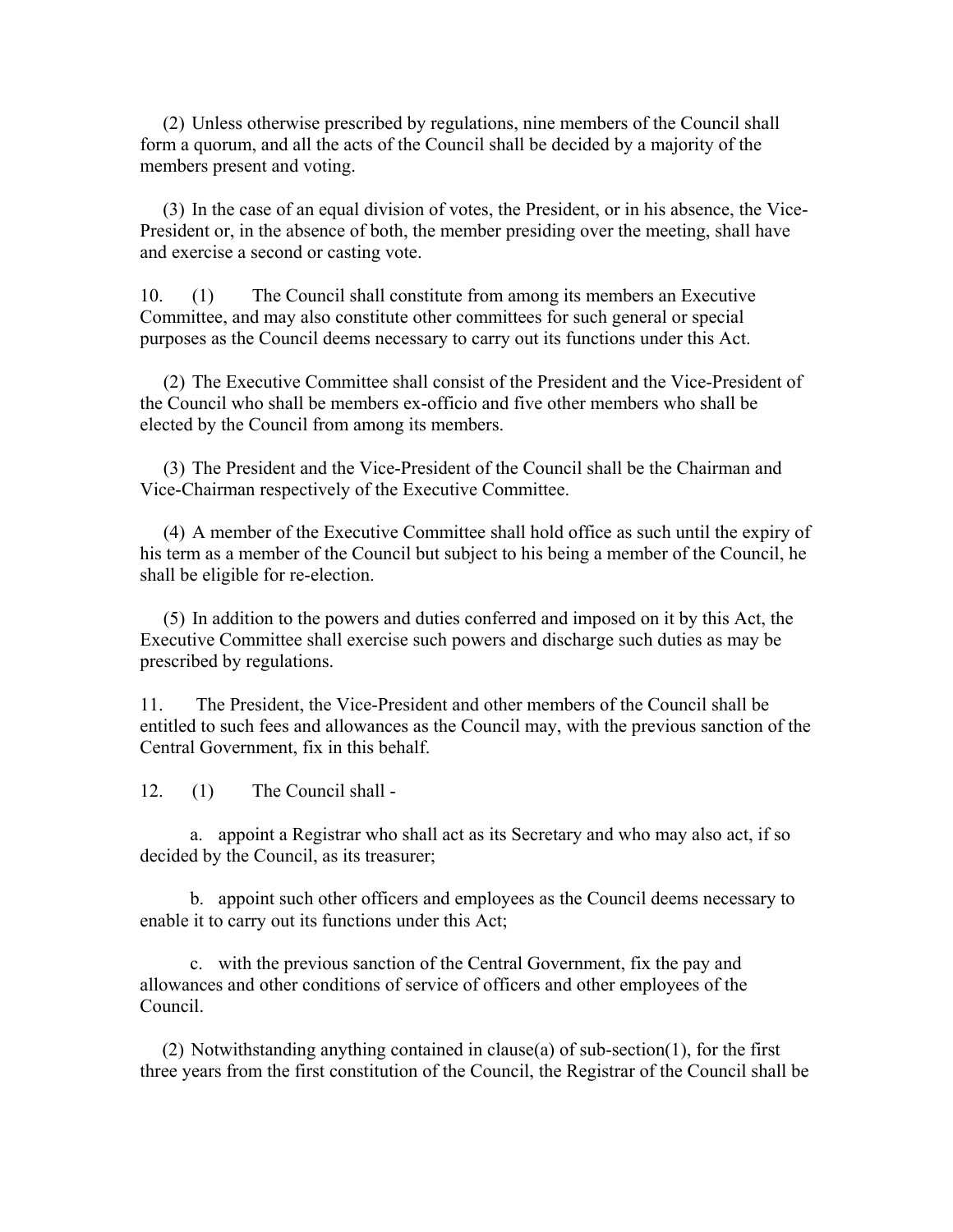(2) Unless otherwise prescribed by regulations, nine members of the Council shall form a quorum, and all the acts of the Council shall be decided by a majority of the members present and voting.

(3) In the case of an equal division of votes, the President, or in his absence, the Vice-President or, in the absence of both, the member presiding over the meeting, shall have and exercise a second or casting vote.

10. (1) The Council shall constitute from among its members an Executive Committee, and may also constitute other committees for such general or special purposes as the Council deems necessary to carry out its functions under this Act.

(2) The Executive Committee shall consist of the President and the Vice-President of the Council who shall be members ex-officio and five other members who shall be elected by the Council from among its members.

(3) The President and the Vice-President of the Council shall be the Chairman and Vice-Chairman respectively of the Executive Committee.

(4) A member of the Executive Committee shall hold office as such until the expiry of his term as a member of the Council but subject to his being a member of the Council, he shall be eligible for re-election.

(5) In addition to the powers and duties conferred and imposed on it by this Act, the Executive Committee shall exercise such powers and discharge such duties as may be prescribed by regulations.

11. The President, the Vice-President and other members of the Council shall be entitled to such fees and allowances as the Council may, with the previous sanction of the Central Government, fix in this behalf.

12. (1) The Council shall -

a. appoint a Registrar who shall act as its Secretary and who may also act, if so decided by the Council, as its treasurer;

b. appoint such other officers and employees as the Council deems necessary to enable it to carry out its functions under this Act;

c. with the previous sanction of the Central Government, fix the pay and allowances and other conditions of service of officers and other employees of the Council.

(2) Notwithstanding anything contained in clause(a) of sub-section(1), for the first three years from the first constitution of the Council, the Registrar of the Council shall be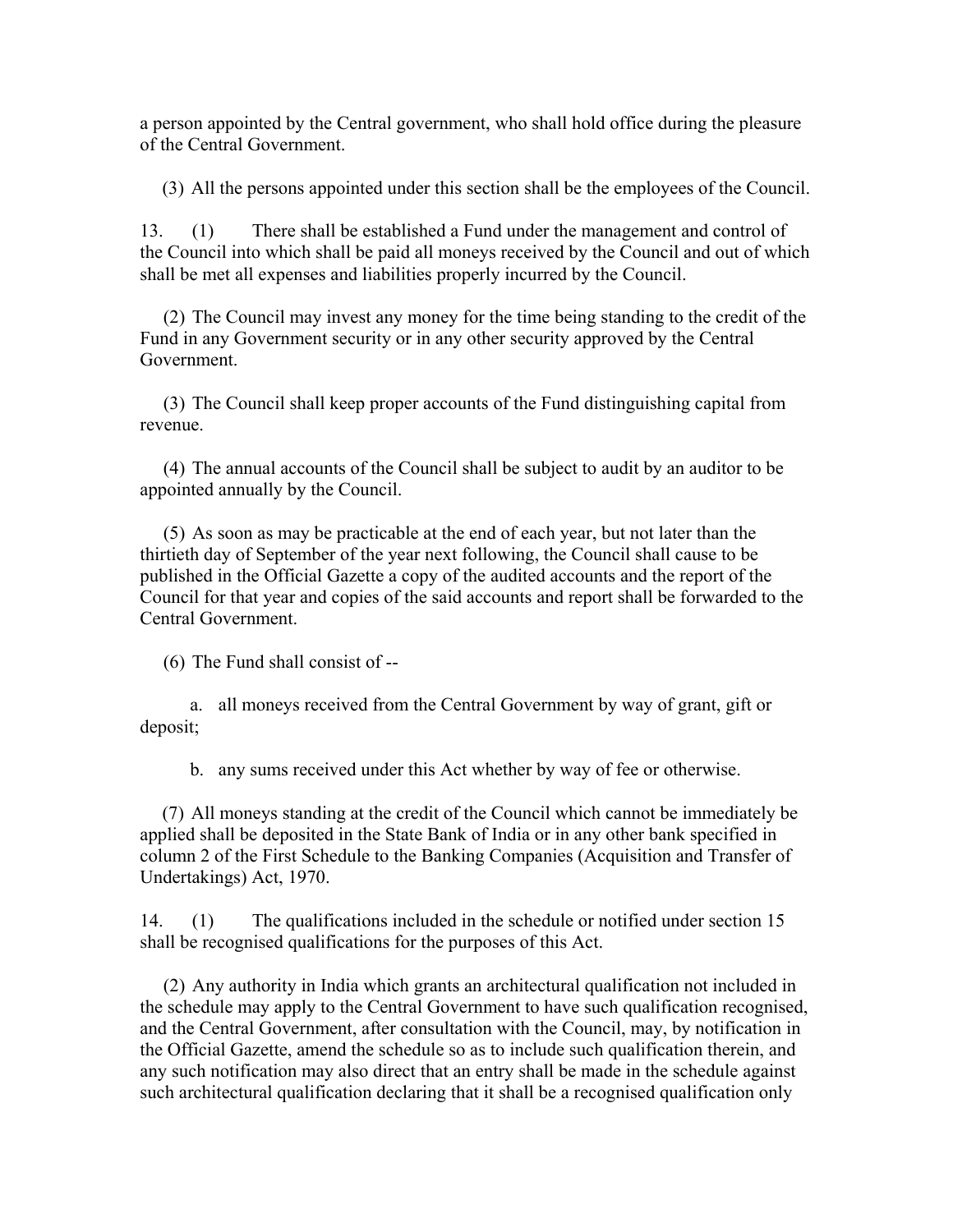a person appointed by the Central government, who shall hold office during the pleasure of the Central Government.

(3) All the persons appointed under this section shall be the employees of the Council.

13. (1) There shall be established a Fund under the management and control of the Council into which shall be paid all moneys received by the Council and out of which shall be met all expenses and liabilities properly incurred by the Council.

(2) The Council may invest any money for the time being standing to the credit of the Fund in any Government security or in any other security approved by the Central Government.

(3) The Council shall keep proper accounts of the Fund distinguishing capital from revenue.

(4) The annual accounts of the Council shall be subject to audit by an auditor to be appointed annually by the Council.

(5) As soon as may be practicable at the end of each year, but not later than the thirtieth day of September of the year next following, the Council shall cause to be published in the Official Gazette a copy of the audited accounts and the report of the Council for that year and copies of the said accounts and report shall be forwarded to the Central Government.

(6) The Fund shall consist of --

a. all moneys received from the Central Government by way of grant, gift or deposit;

b. any sums received under this Act whether by way of fee or otherwise.

(7) All moneys standing at the credit of the Council which cannot be immediately be applied shall be deposited in the State Bank of India or in any other bank specified in column 2 of the First Schedule to the Banking Companies (Acquisition and Transfer of Undertakings) Act, 1970.

14. (1) The qualifications included in the schedule or notified under section 15 shall be recognised qualifications for the purposes of this Act.

(2) Any authority in India which grants an architectural qualification not included in the schedule may apply to the Central Government to have such qualification recognised, and the Central Government, after consultation with the Council, may, by notification in the Official Gazette, amend the schedule so as to include such qualification therein, and any such notification may also direct that an entry shall be made in the schedule against such architectural qualification declaring that it shall be a recognised qualification only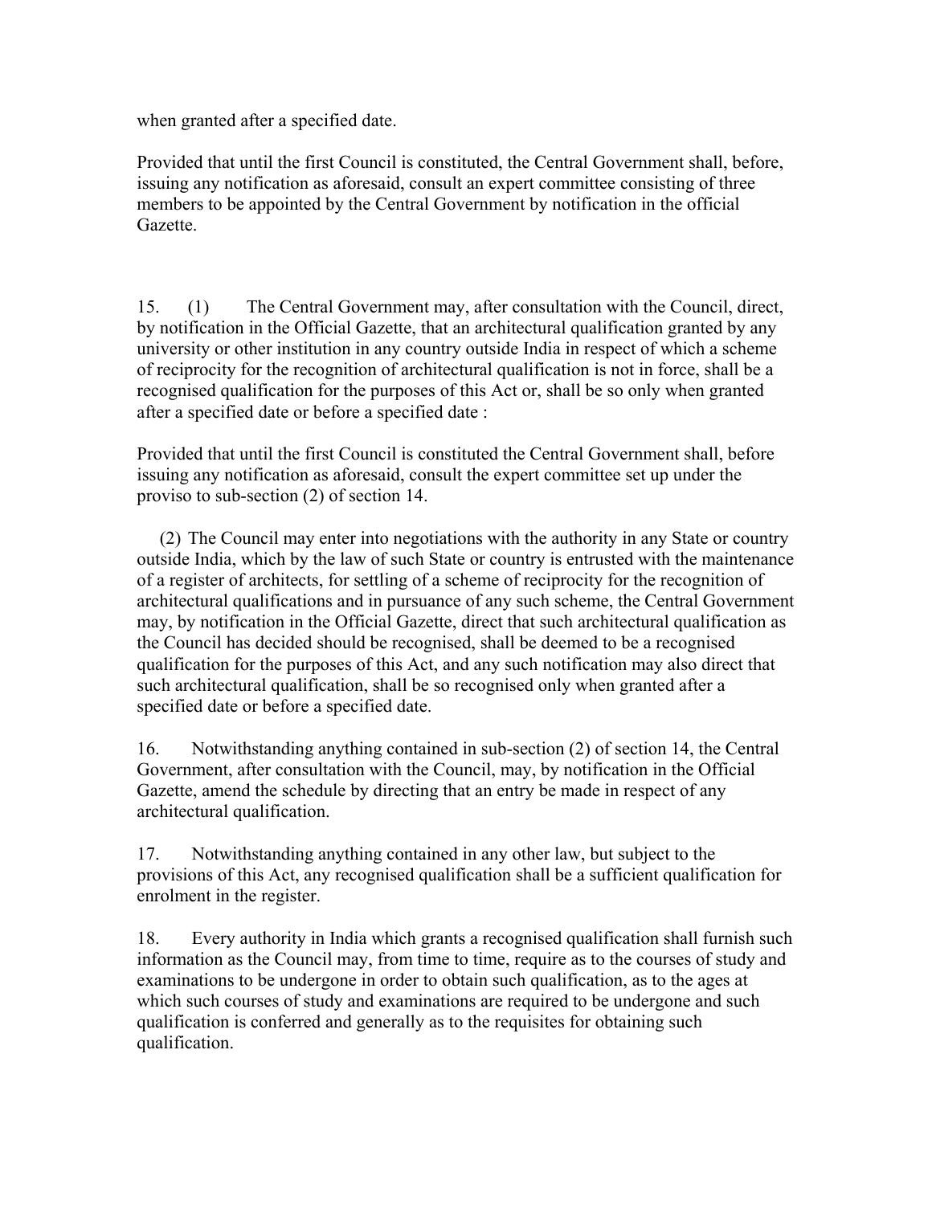when granted after a specified date.

Provided that until the first Council is constituted, the Central Government shall, before, issuing any notification as aforesaid, consult an expert committee consisting of three members to be appointed by the Central Government by notification in the official Gazette.

15. (1) The Central Government may, after consultation with the Council, direct, by notification in the Official Gazette, that an architectural qualification granted by any university or other institution in any country outside India in respect of which a scheme of reciprocity for the recognition of architectural qualification is not in force, shall be a recognised qualification for the purposes of this Act or, shall be so only when granted after a specified date or before a specified date :

Provided that until the first Council is constituted the Central Government shall, before issuing any notification as aforesaid, consult the expert committee set up under the proviso to sub-section (2) of section 14.

(2) The Council may enter into negotiations with the authority in any State or country outside India, which by the law of such State or country is entrusted with the maintenance of a register of architects, for settling of a scheme of reciprocity for the recognition of architectural qualifications and in pursuance of any such scheme, the Central Government may, by notification in the Official Gazette, direct that such architectural qualification as the Council has decided should be recognised, shall be deemed to be a recognised qualification for the purposes of this Act, and any such notification may also direct that such architectural qualification, shall be so recognised only when granted after a specified date or before a specified date.

16. Notwithstanding anything contained in sub-section (2) of section 14, the Central Government, after consultation with the Council, may, by notification in the Official Gazette, amend the schedule by directing that an entry be made in respect of any architectural qualification.

17. Notwithstanding anything contained in any other law, but subject to the provisions of this Act, any recognised qualification shall be a sufficient qualification for enrolment in the register.

18. Every authority in India which grants a recognised qualification shall furnish such information as the Council may, from time to time, require as to the courses of study and examinations to be undergone in order to obtain such qualification, as to the ages at which such courses of study and examinations are required to be undergone and such qualification is conferred and generally as to the requisites for obtaining such qualification.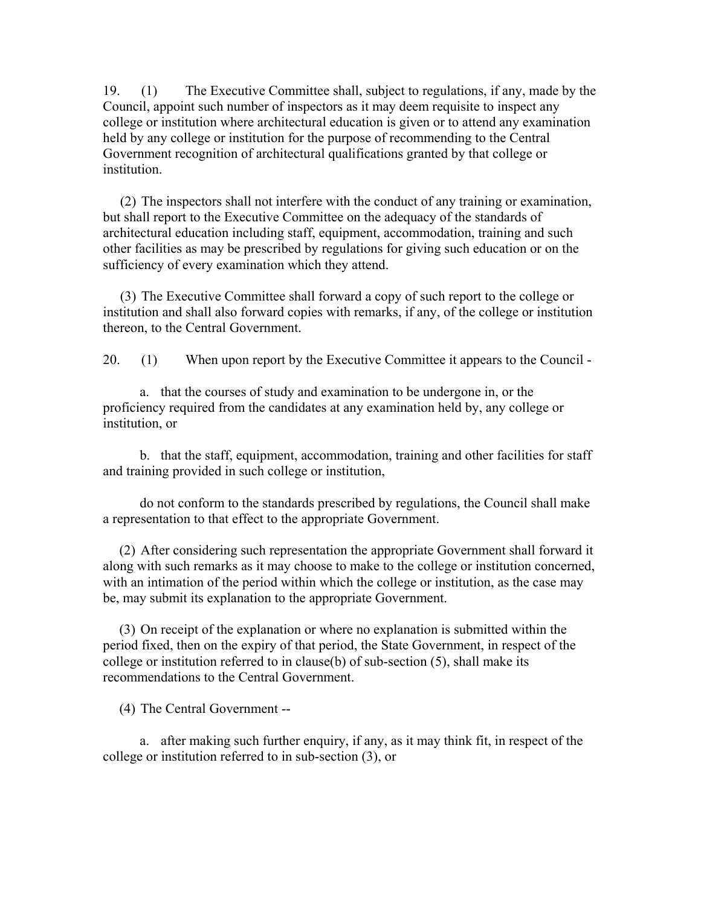19. (1) The Executive Committee shall, subject to regulations, if any, made by the Council, appoint such number of inspectors as it may deem requisite to inspect any college or institution where architectural education is given or to attend any examination held by any college or institution for the purpose of recommending to the Central Government recognition of architectural qualifications granted by that college or institution.

(2) The inspectors shall not interfere with the conduct of any training or examination, but shall report to the Executive Committee on the adequacy of the standards of architectural education including staff, equipment, accommodation, training and such other facilities as may be prescribed by regulations for giving such education or on the sufficiency of every examination which they attend.

(3) The Executive Committee shall forward a copy of such report to the college or institution and shall also forward copies with remarks, if any, of the college or institution thereon, to the Central Government.

20. (1) When upon report by the Executive Committee it appears to the Council -

a. that the courses of study and examination to be undergone in, or the proficiency required from the candidates at any examination held by, any college or institution, or

b. that the staff, equipment, accommodation, training and other facilities for staff and training provided in such college or institution,

do not conform to the standards prescribed by regulations, the Council shall make a representation to that effect to the appropriate Government.

(2) After considering such representation the appropriate Government shall forward it along with such remarks as it may choose to make to the college or institution concerned, with an intimation of the period within which the college or institution, as the case may be, may submit its explanation to the appropriate Government.

(3) On receipt of the explanation or where no explanation is submitted within the period fixed, then on the expiry of that period, the State Government, in respect of the college or institution referred to in clause(b) of sub-section (5), shall make its recommendations to the Central Government.

(4) The Central Government --

a. after making such further enquiry, if any, as it may think fit, in respect of the college or institution referred to in sub-section (3), or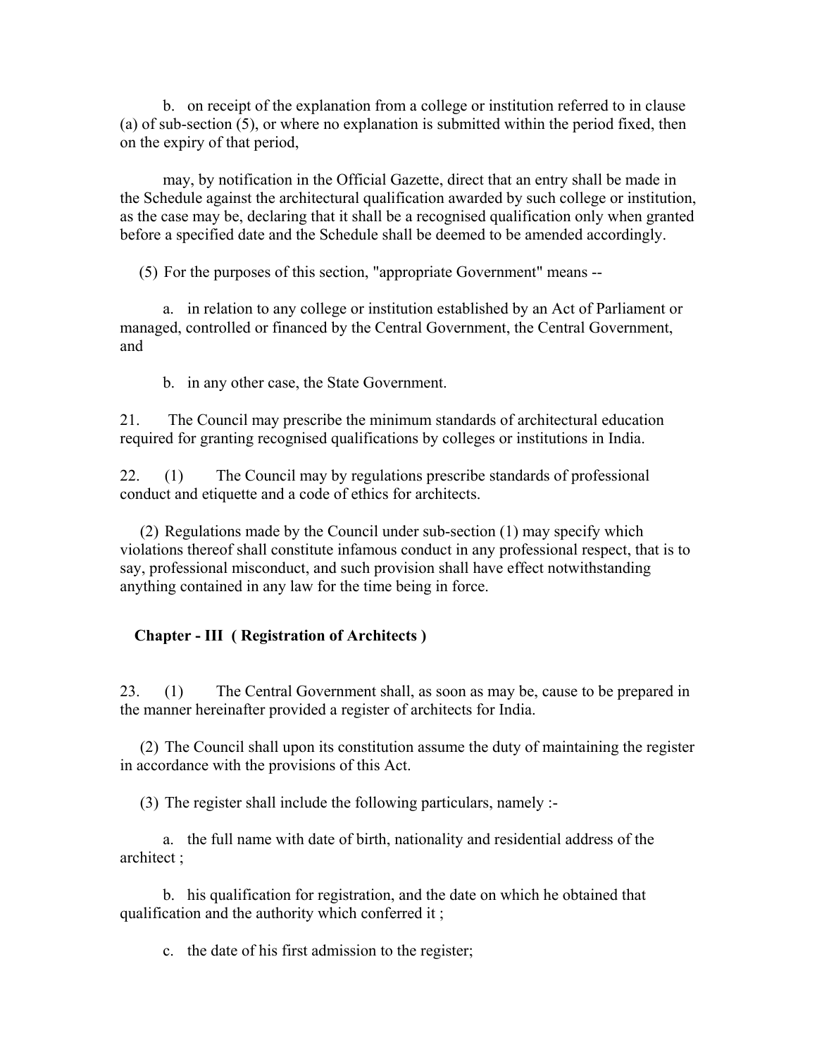b. on receipt of the explanation from a college or institution referred to in clause (a) of sub-section (5), or where no explanation is submitted within the period fixed, then on the expiry of that period,

may, by notification in the Official Gazette, direct that an entry shall be made in the Schedule against the architectural qualification awarded by such college or institution, as the case may be, declaring that it shall be a recognised qualification only when granted before a specified date and the Schedule shall be deemed to be amended accordingly.

(5) For the purposes of this section, "appropriate Government" means --

a. in relation to any college or institution established by an Act of Parliament or managed, controlled or financed by the Central Government, the Central Government, and

b. in any other case, the State Government.

21. The Council may prescribe the minimum standards of architectural education required for granting recognised qualifications by colleges or institutions in India.

22. (1) The Council may by regulations prescribe standards of professional conduct and etiquette and a code of ethics for architects.

(2) Regulations made by the Council under sub-section (1) may specify which violations thereof shall constitute infamous conduct in any professional respect, that is to say, professional misconduct, and such provision shall have effect notwithstanding anything contained in any law for the time being in force.

## Chapter - III ( Registration of Architects )

23. (1) The Central Government shall, as soon as may be, cause to be prepared in the manner hereinafter provided a register of architects for India.

(2) The Council shall upon its constitution assume the duty of maintaining the register in accordance with the provisions of this Act.

(3) The register shall include the following particulars, namely :-

a. the full name with date of birth, nationality and residential address of the architect ;

b. his qualification for registration, and the date on which he obtained that qualification and the authority which conferred it ;

c. the date of his first admission to the register;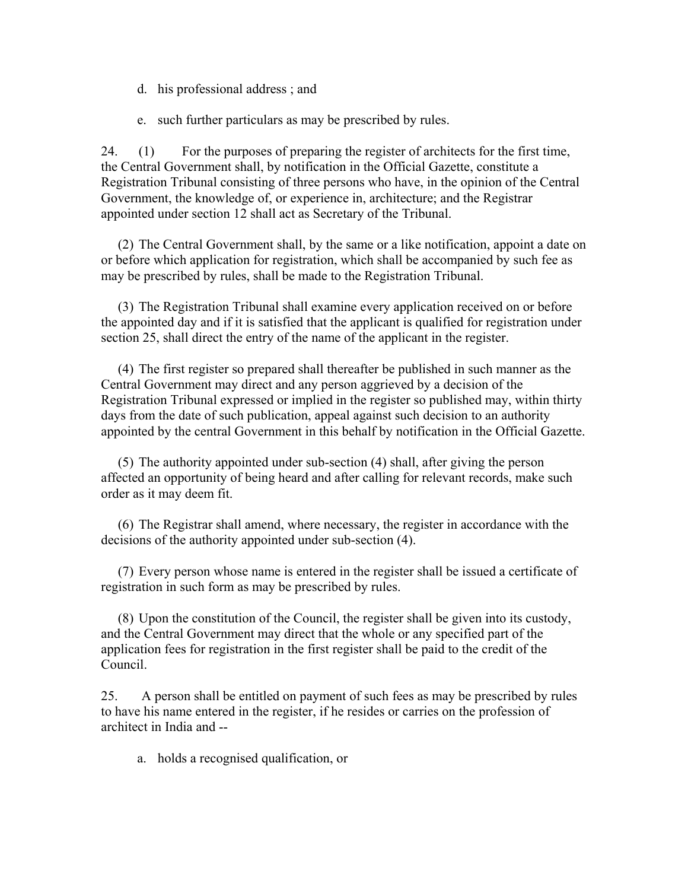d. his professional address ; and

e. such further particulars as may be prescribed by rules.

24. (1) For the purposes of preparing the register of architects for the first time, the Central Government shall, by notification in the Official Gazette, constitute a Registration Tribunal consisting of three persons who have, in the opinion of the Central Government, the knowledge of, or experience in, architecture; and the Registrar appointed under section 12 shall act as Secretary of the Tribunal.

(2) The Central Government shall, by the same or a like notification, appoint a date on or before which application for registration, which shall be accompanied by such fee as may be prescribed by rules, shall be made to the Registration Tribunal.

(3) The Registration Tribunal shall examine every application received on or before the appointed day and if it is satisfied that the applicant is qualified for registration under section 25, shall direct the entry of the name of the applicant in the register.

(4) The first register so prepared shall thereafter be published in such manner as the Central Government may direct and any person aggrieved by a decision of the Registration Tribunal expressed or implied in the register so published may, within thirty days from the date of such publication, appeal against such decision to an authority appointed by the central Government in this behalf by notification in the Official Gazette.

(5) The authority appointed under sub-section (4) shall, after giving the person affected an opportunity of being heard and after calling for relevant records, make such order as it may deem fit.

(6) The Registrar shall amend, where necessary, the register in accordance with the decisions of the authority appointed under sub-section (4).

(7) Every person whose name is entered in the register shall be issued a certificate of registration in such form as may be prescribed by rules.

(8) Upon the constitution of the Council, the register shall be given into its custody, and the Central Government may direct that the whole or any specified part of the application fees for registration in the first register shall be paid to the credit of the Council.

25. A person shall be entitled on payment of such fees as may be prescribed by rules to have his name entered in the register, if he resides or carries on the profession of architect in India and --

a. holds a recognised qualification, or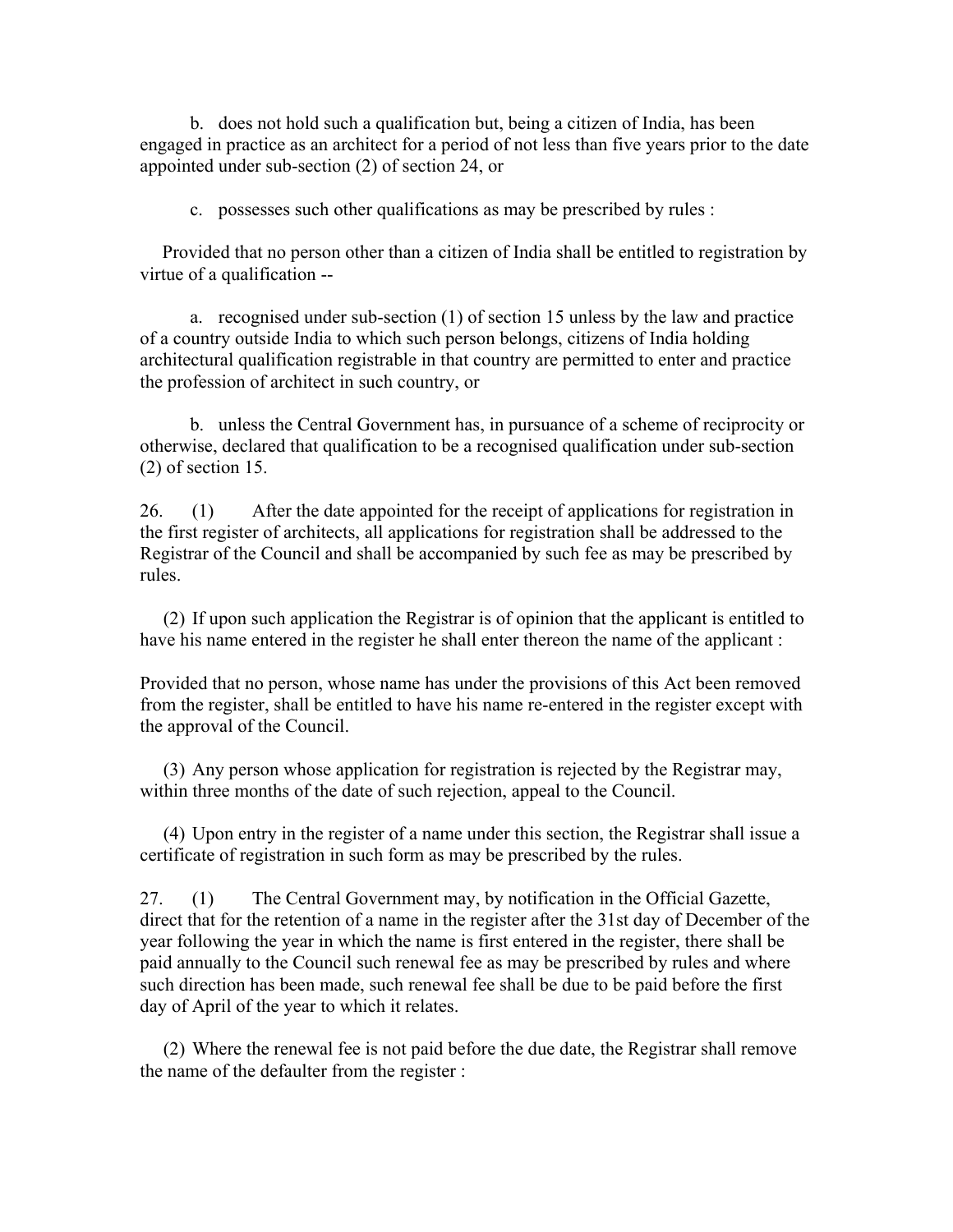b. does not hold such a qualification but, being a citizen of India, has been engaged in practice as an architect for a period of not less than five years prior to the date appointed under sub-section (2) of section 24, or

c. possesses such other qualifications as may be prescribed by rules :

Provided that no person other than a citizen of India shall be entitled to registration by virtue of a qualification --

a. recognised under sub-section (1) of section 15 unless by the law and practice of a country outside India to which such person belongs, citizens of India holding architectural qualification registrable in that country are permitted to enter and practice the profession of architect in such country, or

b. unless the Central Government has, in pursuance of a scheme of reciprocity or otherwise, declared that qualification to be a recognised qualification under sub-section (2) of section 15.

26. (1) After the date appointed for the receipt of applications for registration in the first register of architects, all applications for registration shall be addressed to the Registrar of the Council and shall be accompanied by such fee as may be prescribed by rules.

(2) If upon such application the Registrar is of opinion that the applicant is entitled to have his name entered in the register he shall enter thereon the name of the applicant :

Provided that no person, whose name has under the provisions of this Act been removed from the register, shall be entitled to have his name re-entered in the register except with the approval of the Council.

(3) Any person whose application for registration is rejected by the Registrar may, within three months of the date of such rejection, appeal to the Council.

(4) Upon entry in the register of a name under this section, the Registrar shall issue a certificate of registration in such form as may be prescribed by the rules.

27. (1) The Central Government may, by notification in the Official Gazette, direct that for the retention of a name in the register after the 31st day of December of the year following the year in which the name is first entered in the register, there shall be paid annually to the Council such renewal fee as may be prescribed by rules and where such direction has been made, such renewal fee shall be due to be paid before the first day of April of the year to which it relates.

(2) Where the renewal fee is not paid before the due date, the Registrar shall remove the name of the defaulter from the register :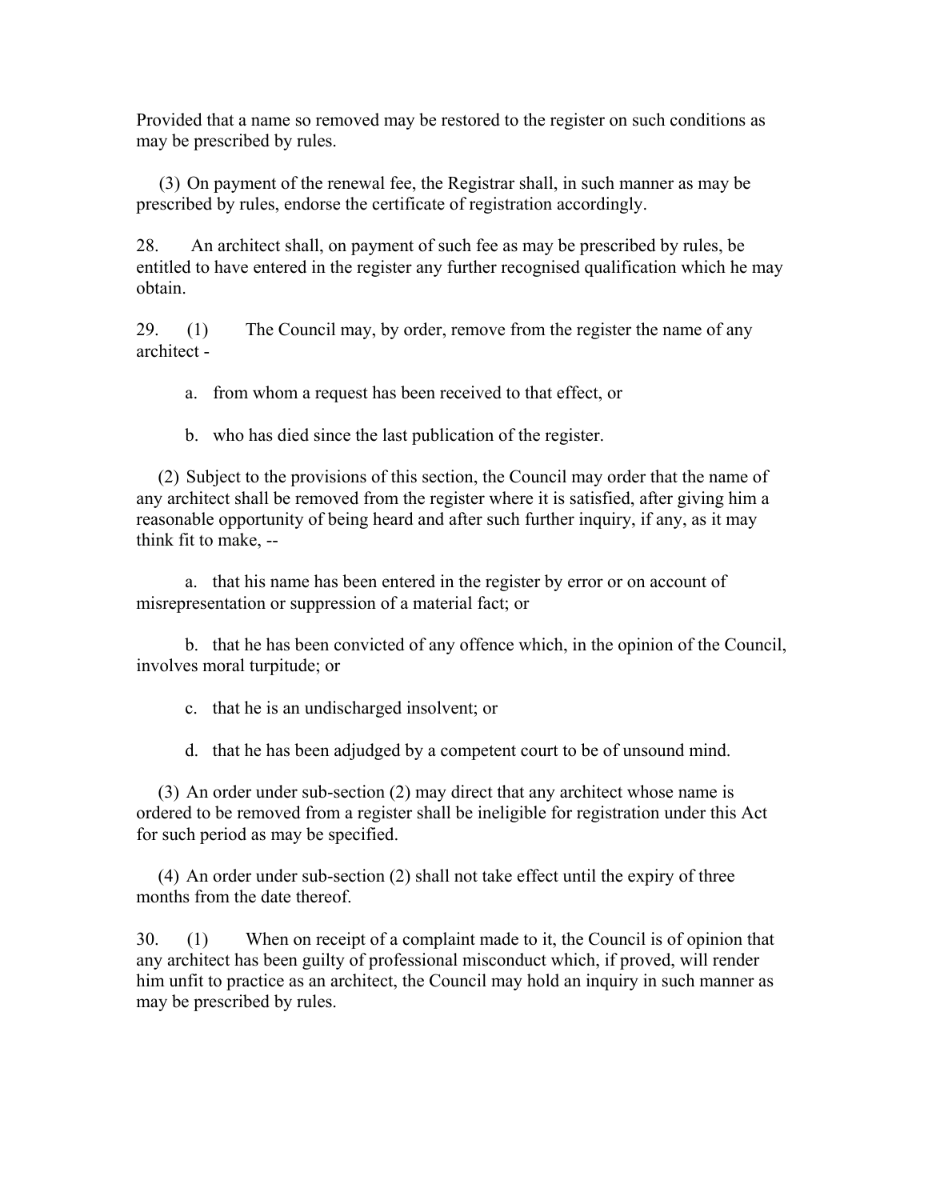Provided that a name so removed may be restored to the register on such conditions as may be prescribed by rules.

(3) On payment of the renewal fee, the Registrar shall, in such manner as may be prescribed by rules, endorse the certificate of registration accordingly.

28. An architect shall, on payment of such fee as may be prescribed by rules, be entitled to have entered in the register any further recognised qualification which he may obtain.

29. (1) The Council may, by order, remove from the register the name of any architect -

a. from whom a request has been received to that effect, or

b. who has died since the last publication of the register.

(2) Subject to the provisions of this section, the Council may order that the name of any architect shall be removed from the register where it is satisfied, after giving him a reasonable opportunity of being heard and after such further inquiry, if any, as it may think fit to make, --

a. that his name has been entered in the register by error or on account of misrepresentation or suppression of a material fact; or

b. that he has been convicted of any offence which, in the opinion of the Council, involves moral turpitude; or

c. that he is an undischarged insolvent; or

d. that he has been adjudged by a competent court to be of unsound mind.

(3) An order under sub-section (2) may direct that any architect whose name is ordered to be removed from a register shall be ineligible for registration under this Act for such period as may be specified.

(4) An order under sub-section (2) shall not take effect until the expiry of three months from the date thereof.

30. (1) When on receipt of a complaint made to it, the Council is of opinion that any architect has been guilty of professional misconduct which, if proved, will render him unfit to practice as an architect, the Council may hold an inquiry in such manner as may be prescribed by rules.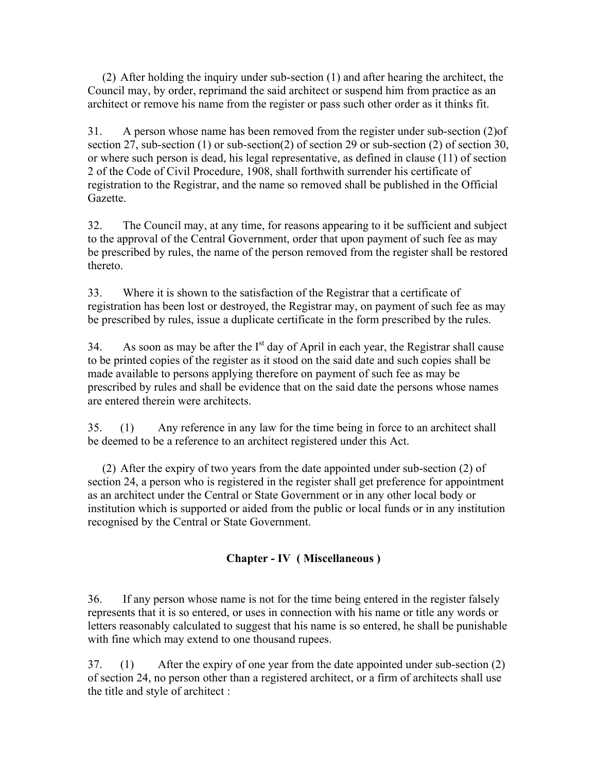(2) After holding the inquiry under sub-section (1) and after hearing the architect, the Council may, by order, reprimand the said architect or suspend him from practice as an architect or remove his name from the register or pass such other order as it thinks fit.

31. A person whose name has been removed from the register under sub-section (2)of section 27, sub-section (1) or sub-section(2) of section 29 or sub-section (2) of section 30, or where such person is dead, his legal representative, as defined in clause (11) of section 2 of the Code of Civil Procedure, 1908, shall forthwith surrender his certificate of registration to the Registrar, and the name so removed shall be published in the Official Gazette.

32. The Council may, at any time, for reasons appearing to it be sufficient and subject to the approval of the Central Government, order that upon payment of such fee as may be prescribed by rules, the name of the person removed from the register shall be restored thereto.

33. Where it is shown to the satisfaction of the Registrar that a certificate of registration has been lost or destroyed, the Registrar may, on payment of such fee as may be prescribed by rules, issue a duplicate certificate in the form prescribed by the rules.

34. As soon as may be after the I[st] day of April in each year, the Registrar shall cause to be printed copies of the register as it stood on the said date and such copies shall be made available to persons applying therefore on payment of such fee as may be prescribed by rules and shall be evidence that on the said date the persons whose names are entered therein were architects.

35. (1) Any reference in any law for the time being in force to an architect shall be deemed to be a reference to an architect registered under this Act.

(2) After the expiry of two years from the date appointed under sub-section (2) of section 24, a person who is registered in the register shall get preference for appointment as an architect under the Central or State Government or in any other local body or institution which is supported or aided from the public or local funds or in any institution recognised by the Central or State Government.

## Chapter - IV ( Miscellaneous )

36. If any person whose name is not for the time being entered in the register falsely represents that it is so entered, or uses in connection with his name or title any words or letters reasonably calculated to suggest that his name is so entered, he shall be punishable with fine which may extend to one thousand rupees.

37. (1) After the expiry of one year from the date appointed under sub-section (2) of section 24, no person other than a registered architect, or a firm of architects shall use the title and style of architect :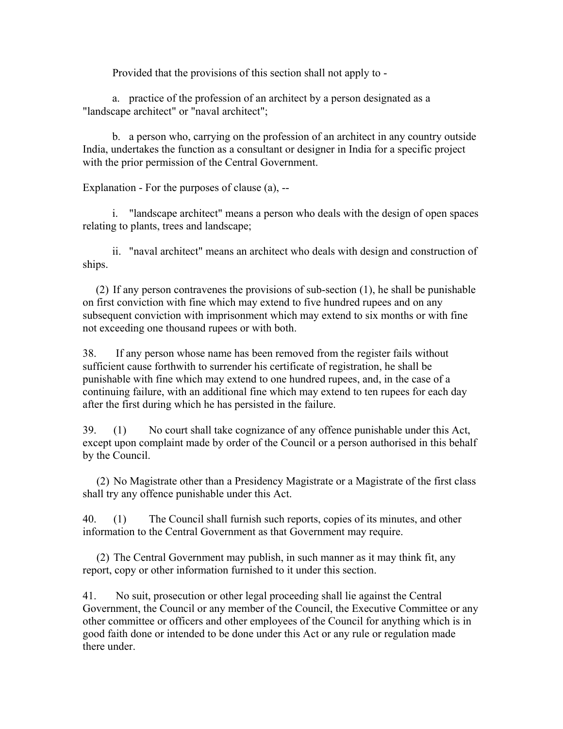Provided that the provisions of this section shall not apply to -

a. practice of the profession of an architect by a person designated as a "landscape architect" or "naval architect";

b. a person who, carrying on the profession of an architect in any country outside India, undertakes the function as a consultant or designer in India for a specific project with the prior permission of the Central Government.

Explanation - For the purposes of clause (a), --

i. "landscape architect" means a person who deals with the design of open spaces relating to plants, trees and landscape;

ii. "naval architect" means an architect who deals with design and construction of ships.

(2) If any person contravenes the provisions of sub-section (1), he shall be punishable on first conviction with fine which may extend to five hundred rupees and on any subsequent conviction with imprisonment which may extend to six months or with fine not exceeding one thousand rupees or with both.

38. If any person whose name has been removed from the register fails without sufficient cause forthwith to surrender his certificate of registration, he shall be punishable with fine which may extend to one hundred rupees, and, in the case of a continuing failure, with an additional fine which may extend to ten rupees for each day after the first during which he has persisted in the failure.

39. (1) No court shall take cognizance of any offence punishable under this Act, except upon complaint made by order of the Council or a person authorised in this behalf by the Council.

(2) No Magistrate other than a Presidency Magistrate or a Magistrate of the first class shall try any offence punishable under this Act.

40. (1) The Council shall furnish such reports, copies of its minutes, and other information to the Central Government as that Government may require.

(2) The Central Government may publish, in such manner as it may think fit, any report, copy or other information furnished to it under this section.

41. No suit, prosecution or other legal proceeding shall lie against the Central Government, the Council or any member of the Council, the Executive Committee or any other committee or officers and other employees of the Council for anything which is in good faith done or intended to be done under this Act or any rule or regulation made there under.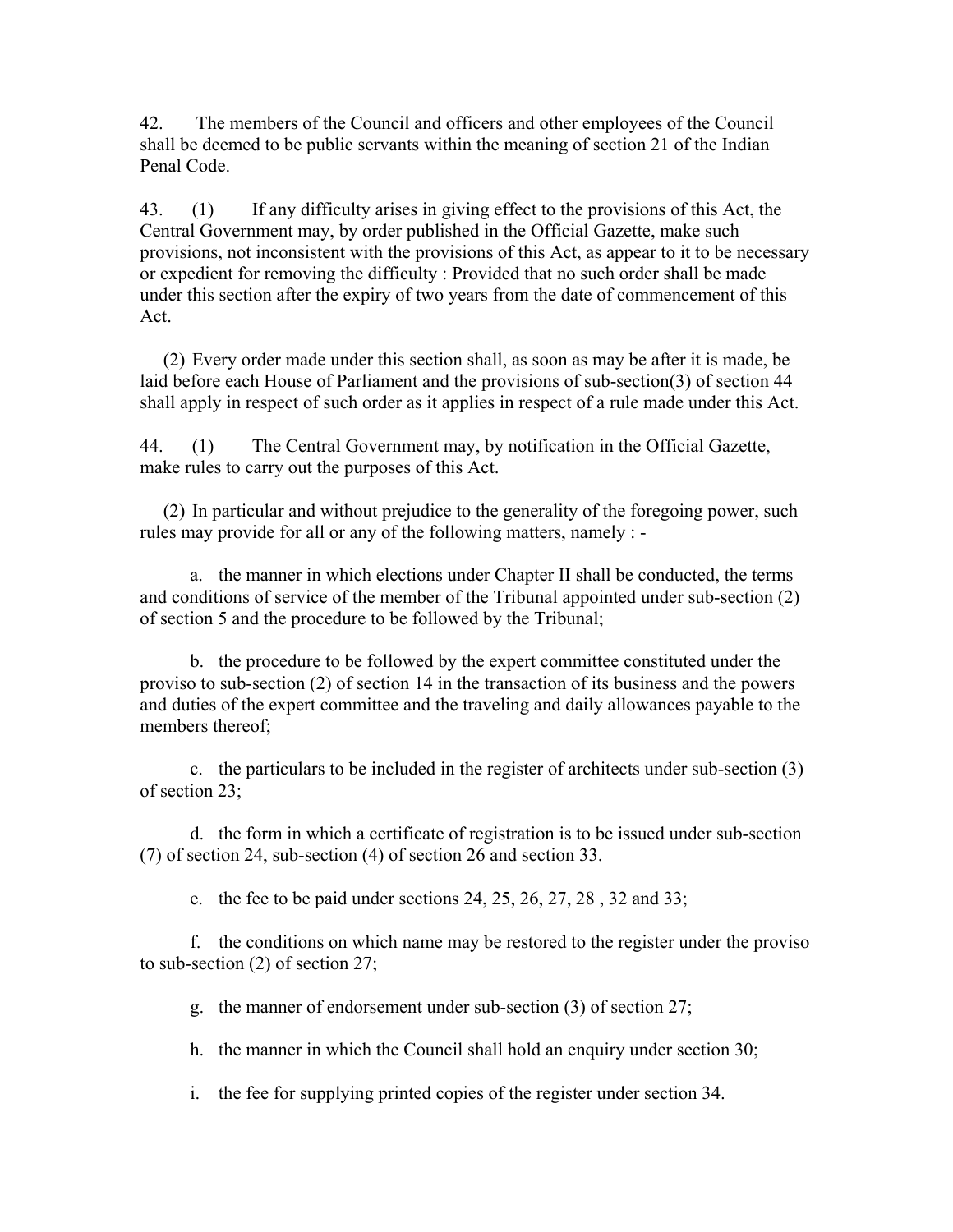42. The members of the Council and officers and other employees of the Council shall be deemed to be public servants within the meaning of section 21 of the Indian Penal Code.

43. (1) If any difficulty arises in giving effect to the provisions of this Act, the Central Government may, by order published in the Official Gazette, make such provisions, not inconsistent with the provisions of this Act, as appear to it to be necessary or expedient for removing the difficulty : Provided that no such order shall be made under this section after the expiry of two years from the date of commencement of this Act.

(2) Every order made under this section shall, as soon as may be after it is made, be laid before each House of Parliament and the provisions of sub-section(3) of section 44 shall apply in respect of such order as it applies in respect of a rule made under this Act.

44. (1) The Central Government may, by notification in the Official Gazette, make rules to carry out the purposes of this Act.

(2) In particular and without prejudice to the generality of the foregoing power, such rules may provide for all or any of the following matters, namely : -

a. the manner in which elections under Chapter II shall be conducted, the terms and conditions of service of the member of the Tribunal appointed under sub-section (2) of section 5 and the procedure to be followed by the Tribunal;

b. the procedure to be followed by the expert committee constituted under the proviso to sub-section (2) of section 14 in the transaction of its business and the powers and duties of the expert committee and the traveling and daily allowances payable to the members thereof;

c. the particulars to be included in the register of architects under sub-section (3) of section 23;

d. the form in which a certificate of registration is to be issued under sub-section (7) of section 24, sub-section (4) of section 26 and section 33.

e. the fee to be paid under sections 24, 25, 26, 27, 28 , 32 and 33;

f. the conditions on which name may be restored to the register under the proviso to sub-section (2) of section 27;

g. the manner of endorsement under sub-section (3) of section 27;

h. the manner in which the Council shall hold an enquiry under section 30;

i. the fee for supplying printed copies of the register under section 34.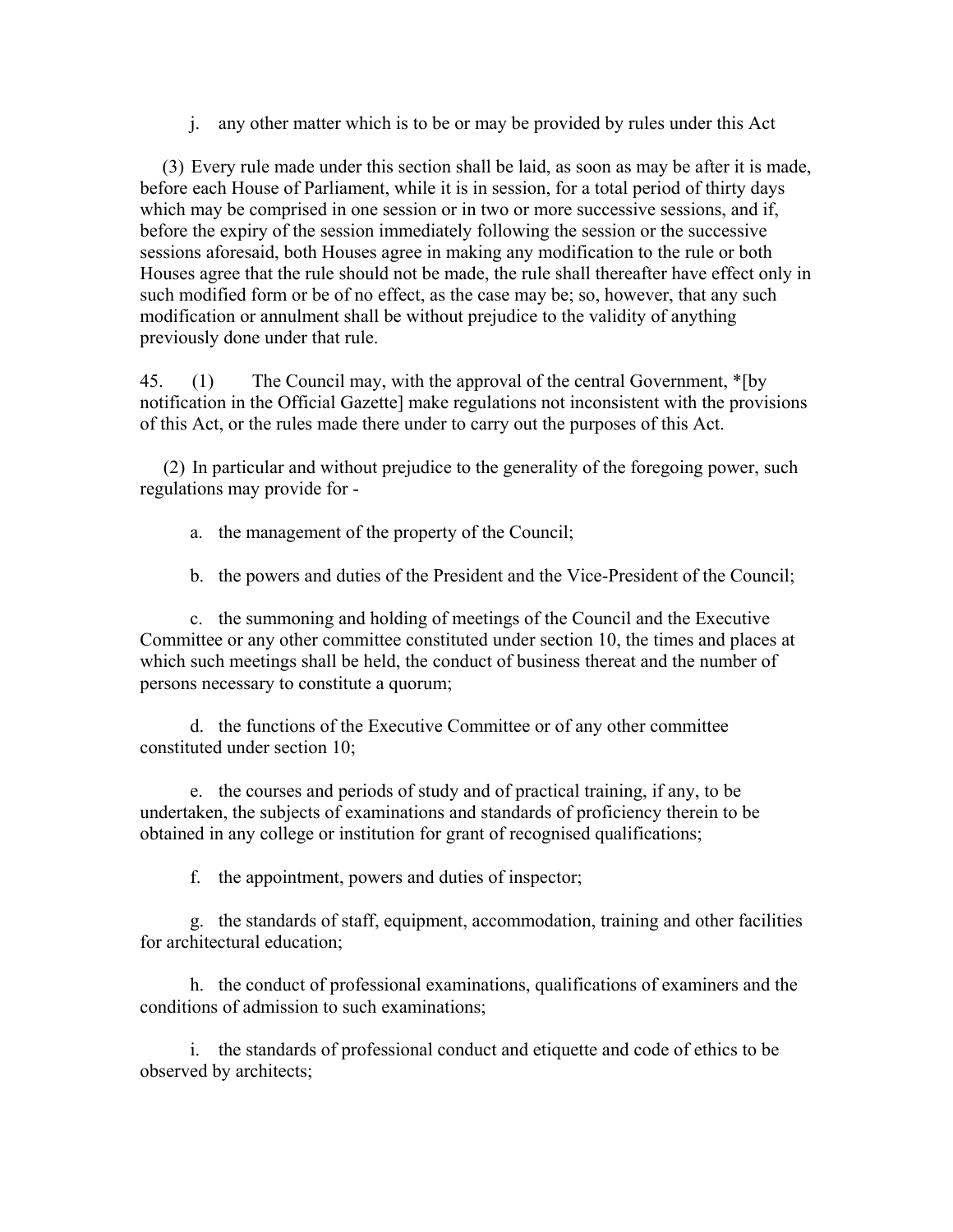j. any other matter which is to be or may be provided by rules under this Act

(3) Every rule made under this section shall be laid, as soon as may be after it is made, before each House of Parliament, while it is in session, for a total period of thirty days which may be comprised in one session or in two or more successive sessions, and if, before the expiry of the session immediately following the session or the successive sessions aforesaid, both Houses agree in making any modification to the rule or both Houses agree that the rule should not be made, the rule shall thereafter have effect only in such modified form or be of no effect, as the case may be; so, however, that any such modification or annulment shall be without prejudice to the validity of anything previously done under that rule.

45. (1) The Council may, with the approval of the central Government, *[by notification in the Official Gazette] make regulations not inconsistent with the provisions of this Act, or the rules made there under to carry out the purposes of this Act.

(2) In particular and without prejudice to the generality of the foregoing power, such regulations may provide for -

a. the management of the property of the Council;

b. the powers and duties of the President and the Vice-President of the Council;

c. the summoning and holding of meetings of the Council and the Executive Committee or any other committee constituted under section 10, the times and places at which such meetings shall be held, the conduct of business thereat and the number of persons necessary to constitute a quorum;

d. the functions of the Executive Committee or of any other committee constituted under section 10;

e. the courses and periods of study and of practical training, if any, to be undertaken, the subjects of examinations and standards of proficiency therein to be obtained in any college or institution for grant of recognised qualifications;

f. the appointment, powers and duties of inspector;

g. the standards of staff, equipment, accommodation, training and other facilities for architectural education;

h. the conduct of professional examinations, qualifications of examiners and the conditions of admission to such examinations;

i. the standards of professional conduct and etiquette and code of ethics to be observed by architects;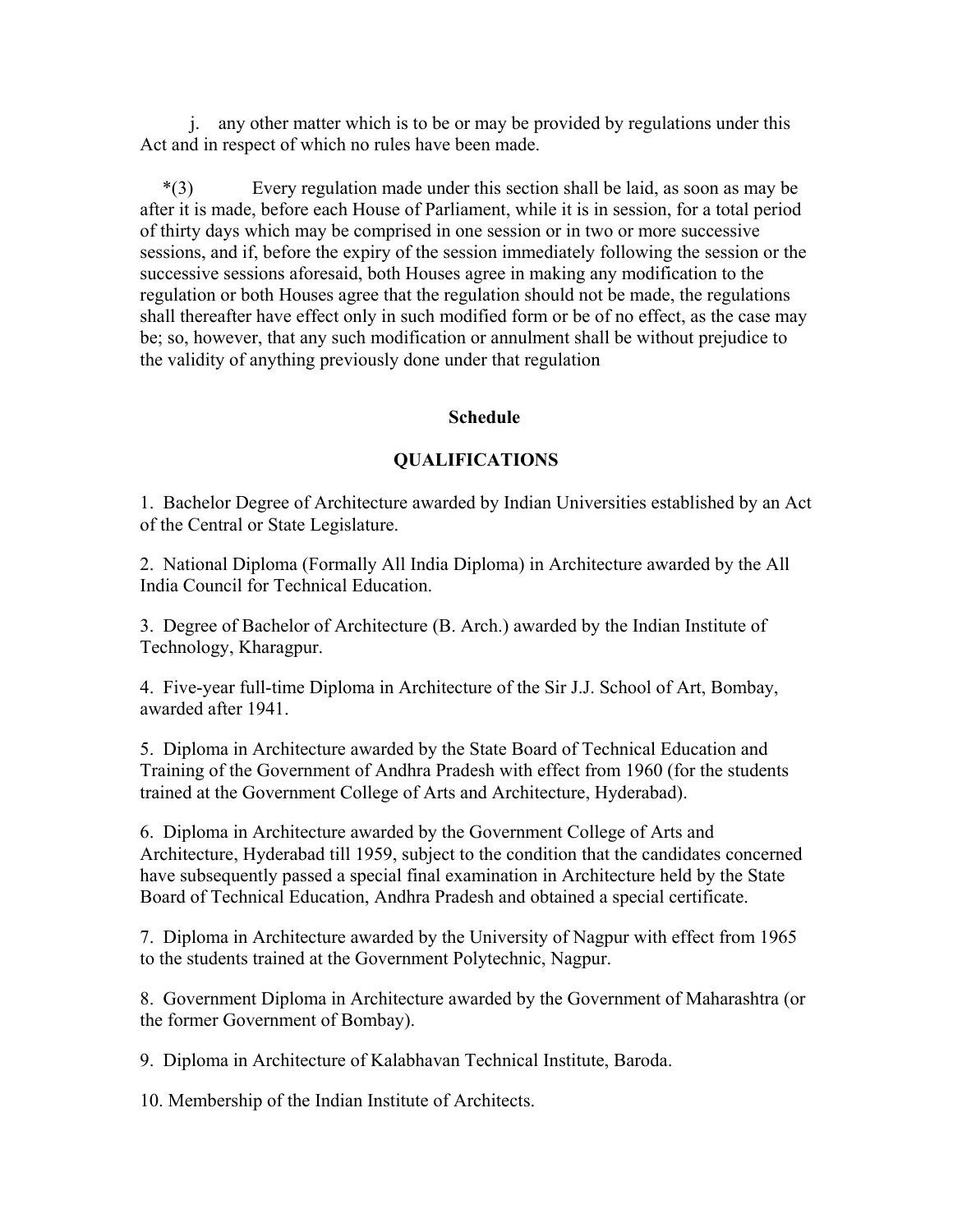j. any other matter which is to be or may be provided by regulations under this Act and in respect of which no rules have been made.

*(3) Every regulation made under this section shall be laid, as soon as may be after it is made, before each House of Parliament, while it is in session, for a total period of thirty days which may be comprised in one session or in two or more successive sessions, and if, before the expiry of the session immediately following the session or the successive sessions aforesaid, both Houses agree in making any modification to the regulation or both Houses agree that the regulation should not be made, the regulations shall thereafter have effect only in such modified form or be of no effect, as the case may be; so, however, that any such modification or annulment shall be without prejudice to the validity of anything previously done under that regulation

**Schedule**

**QUALIFICATIONS**

1. Bachelor Degree of Architecture awarded by Indian Universities established by an Act of the Central or State Legislature.

2. National Diploma (Formally All India Diploma) in Architecture awarded by the All India Council for Technical Education.

3. Degree of Bachelor of Architecture (B. Arch.) awarded by the Indian Institute of Technology, Kharagpur.

4. Five-year full-time Diploma in Architecture of the Sir J.J. School of Art, Bombay, awarded after 1941.

5. Diploma in Architecture awarded by the State Board of Technical Education and Training of the Government of Andhra Pradesh with effect from 1960 (for the students trained at the Government College of Arts and Architecture, Hyderabad).

6. Diploma in Architecture awarded by the Government College of Arts and Architecture, Hyderabad till 1959, subject to the condition that the candidates concerned have subsequently passed a special final examination in Architecture held by the State Board of Technical Education, Andhra Pradesh and obtained a special certificate.

7. Diploma in Architecture awarded by the University of Nagpur with effect from 1965 to the students trained at the Government Polytechnic, Nagpur.

8. Government Diploma in Architecture awarded by the Government of Maharashtra (or the former Government of Bombay).

9. Diploma in Architecture of Kalabhavan Technical Institute, Baroda.

10. Membership of the Indian Institute of Architects.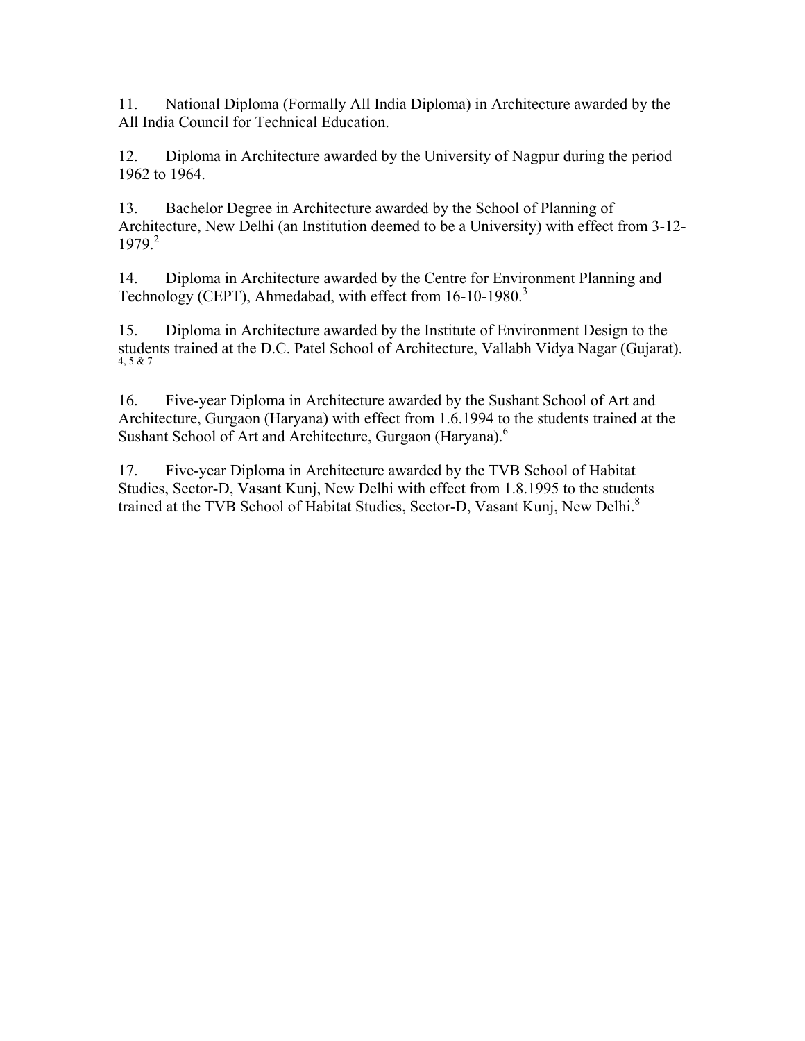11. National Diploma (Formally All India Diploma) in Architecture awarded by the All India Council for Technical Education.

12. Diploma in Architecture awarded by the University of Nagpur during the period 1962 to 1964.

13. Bachelor Degree in Architecture awarded by the School of Planning of Architecture, New Delhi (an Institution deemed to be a University) with effect from 3-12-1979.[2]

14. Diploma in Architecture awarded by the Centre for Environment Planning and Technology (CEPT), Ahmedabad, with effect from 16-10-1980.[3]

15. Diploma in Architecture awarded by the Institute of Environment Design to the students trained at the D.C. Patel School of Architecture, Vallabh Vidya Nagar (Gujarat).[4, 5 & 7]

16. Five-year Diploma in Architecture awarded by the Sushant School of Art and Architecture, Gurgaon (Haryana) with effect from 1.6.1994 to the students trained at the Sushant School of Art and Architecture, Gurgaon (Haryana).[6]

17. Five-year Diploma in Architecture awarded by the TVB School of Habitat Studies, Sector-D, Vasant Kunj, New Delhi with effect from 1.8.1995 to the students trained at the TVB School of Habitat Studies, Sector-D, Vasant Kunj, New Delhi.[8]